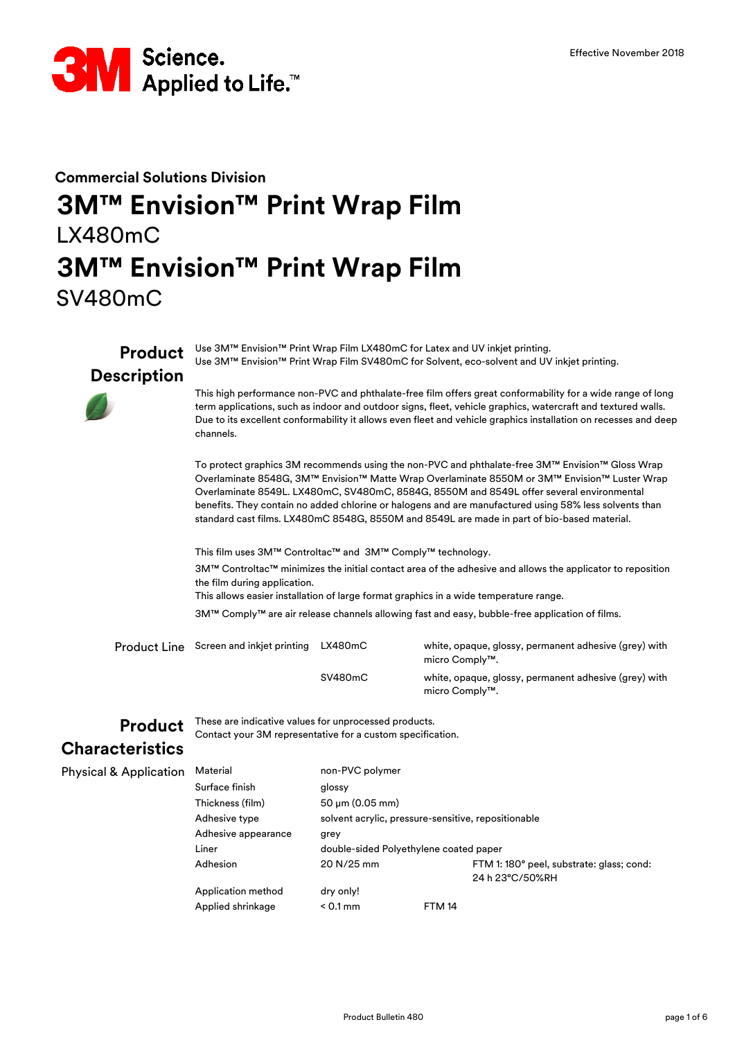Effective November 2018

## Commercial Solutions Division

# 3M™ Envision™ Print Wrap Film

LX480mC

# 3M™ Envision™ Print Wrap Film

SV480mC

## Product Description

Use 3M™ Envision™ Print Wrap Film LX480mC for Latex and UV inkjet printing.
Use 3M™ Envision™ Print Wrap Film SV480mC for Solvent, eco-solvent and UV inkjet printing.

This high performance non-PVC and phthalate-free film offers great conformability for a wide range of long term applications, such as indoor and outdoor signs, fleet, vehicle graphics, watercraft and textured walls. Due to its excellent conformability it allows even fleet and vehicle graphics installation on recesses and deep channels.

To protect graphics 3M recommends using the non-PVC and phthalate-free 3M™ Envision™ Gloss Wrap Overlaminate 8548G, 3M™ Envision™ Matte Wrap Overlaminate 8550M or 3M™ Envision™ Luster Wrap Overlaminate 8549L. LX480mC, SV480mC, 8584G, 8550M and 8549L offer several environmental benefits. They contain no added chlorine or halogens and are manufactured using 58% less solvents than standard cast films. LX480mC 8548G, 8550M and 8549L are made in part of bio-based material.

This film uses 3M™ Controltac™ and 3M™ Comply™ technology.

3M™ Controltac™ minimizes the initial contact area of the adhesive and allows the applicator to reposition the film during application.
This allows easier installation of large format graphics in a wide temperature range.

3M™ Comply™ are air release channels allowing fast and easy, bubble-free application of films.

### Product Line

| Screen and inkjet printing | LX480mC | white, opaque, glossy, permanent adhesive (grey) with micro Comply™. |
|---|---|---|
| | SV480mC | white, opaque, glossy, permanent adhesive (grey) with micro Comply™. |

## Product Characteristics

These are indicative values for unprocessed products.
Contact your 3M representative for a custom specification.

### Physical & Application

| Material | non-PVC polymer | |
|---|---|---|
| Surface finish | glossy | |
| Thickness (film) | 50 µm (0.05 mm) | |
| Adhesive type | solvent acrylic, pressure-sensitive, repositionable | |
| Adhesive appearance | grey | |
| Liner | double-sided Polyethylene coated paper | |
| Adhesion | 20 N/25 mm | FTM 1: 180° peel, substrate: glass; cond: 24 h 23°C/50%RH |
| Application method | dry only! | |
| Applied shrinkage | < 0.1 mm | FTM 14 |

Product Bulletin 480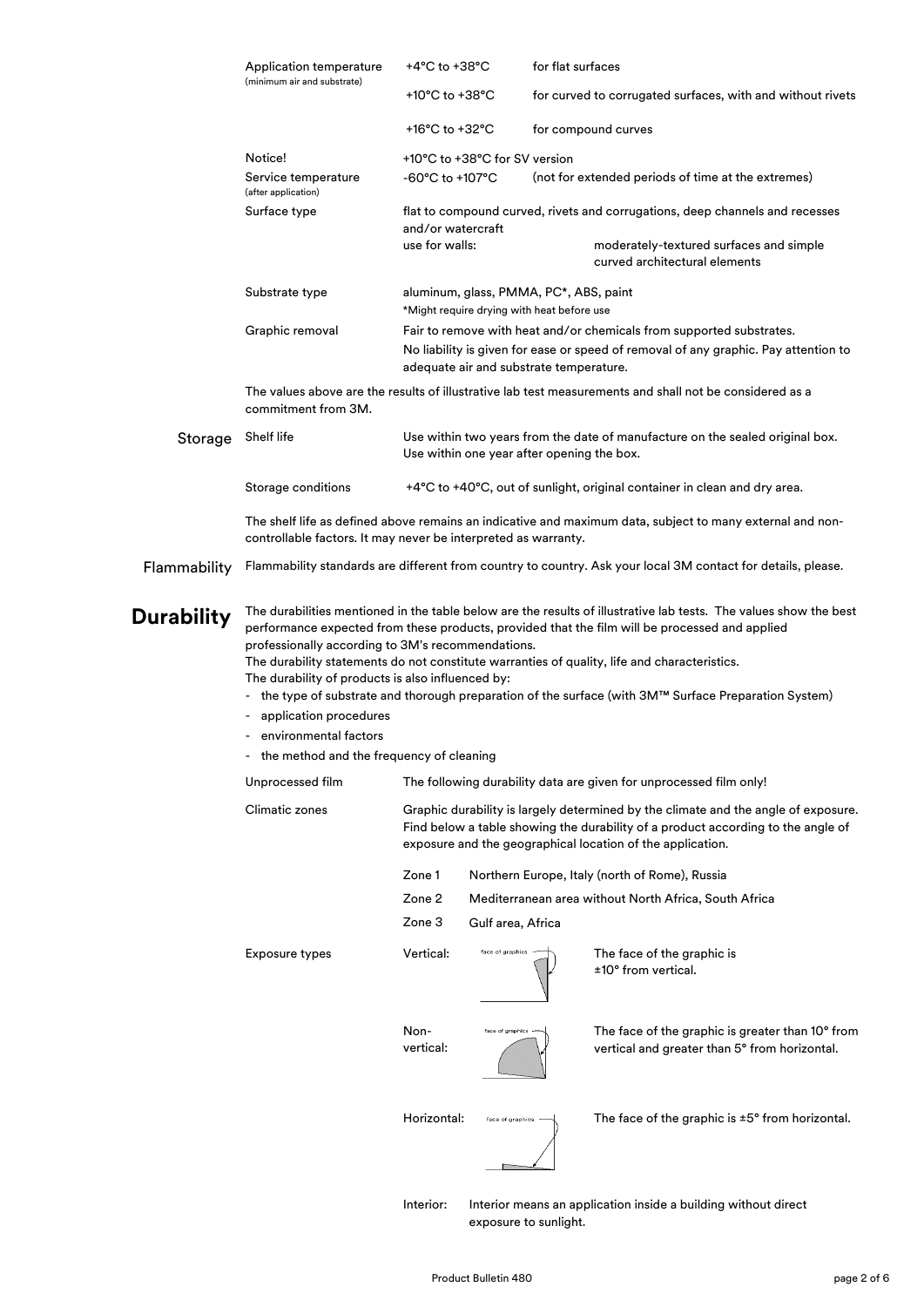| | | |
|---|---|---|
| Application temperature (minimum air and substrate) | +4°C to +38°C | for flat surfaces |
| | +10°C to +38°C | for curved to corrugated surfaces, with and without rivets |
| | +16°C to +32°C | for compound curves |
| Notice! | +10°C to +38°C for SV version | |
| Service temperature (after application) | -60°C to +107°C | (not for extended periods of time at the extremes) |
| Surface type | flat to compound curved, rivets and corrugations, deep channels and recesses and/or watercraft | |
| | use for walls: | moderately-textured surfaces and simple curved architectural elements |
| Substrate type | aluminum, glass, PMMA, PC*, ABS, paint<br>*Might require drying with heat before use | |
| Graphic removal | Fair to remove with heat and/or chemicals from supported substrates.<br>No liability is given for ease or speed of removal of any graphic. Pay attention to adequate air and substrate temperature. | |

The values above are the results of illustrative lab test measurements and shall not be considered as a commitment from 3M.

## Storage

| | |
|---|---|
| Shelf life | Use within two years from the date of manufacture on the sealed original box.<br>Use within one year after opening the box. |
| Storage conditions | +4°C to +40°C, out of sunlight, original container in clean and dry area. |

The shelf life as defined above remains an indicative and maximum data, subject to many external and non-controllable factors. It may never be interpreted as warranty.

## Flammability

Flammability standards are different from country to country. Ask your local 3M contact for details, please.

# Durability

The durabilities mentioned in the table below are the results of illustrative lab tests. The values show the best performance expected from these products, provided that the film will be processed and applied professionally according to 3M's recommendations.
The durability statements do not constitute warranties of quality, life and characteristics.
The durability of products is also influenced by:

- the type of substrate and thorough preparation of the surface (with 3M™ Surface Preparation System)
- application procedures
- environmental factors
- the method and the frequency of cleaning

**Unprocessed film**

The following durability data are given for unprocessed film only!

**Climatic zones**

Graphic durability is largely determined by the climate and the angle of exposure. Find below a table showing the durability of a product according to the angle of exposure and the geographical location of the application.

| | |
|---|---|
| Zone 1 | Northern Europe, Italy (north of Rome), Russia |
| Zone 2 | Mediterranean area without North Africa, South Africa |
| Zone 3 | Gulf area, Africa |

**Exposure types**

| | |
|---|---|
| Vertical: | The face of the graphic is ±10° from vertical. |
| Non-vertical: | The face of the graphic is greater than 10° from vertical and greater than 5° from horizontal. |
| Horizontal: | The face of the graphic is ±5° from horizontal. |
| Interior: | Interior means an application inside a building without direct exposure to sunlight. |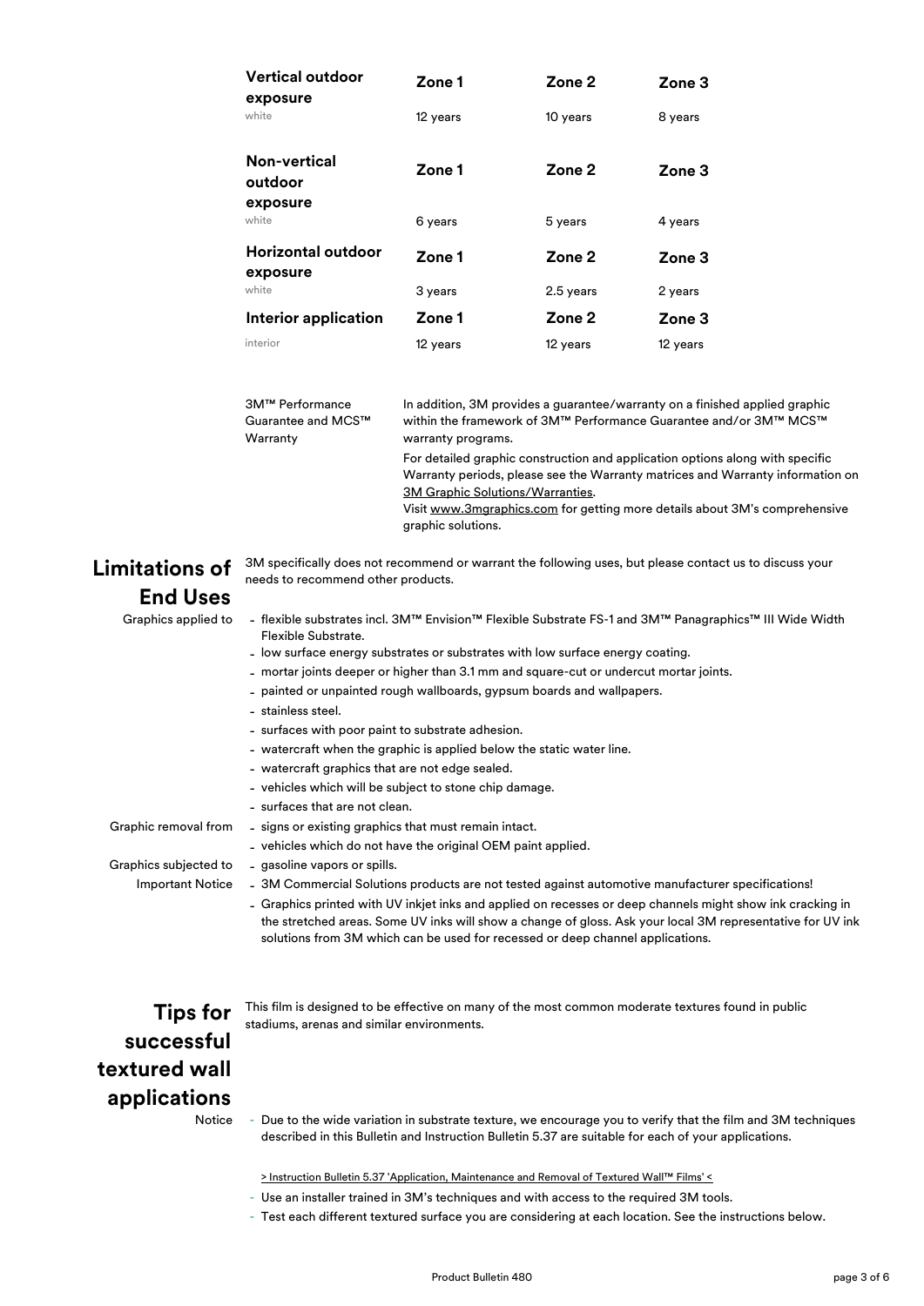| Vertical outdoor exposure | Zone 1 | Zone 2 | Zone 3 |
| --- | --- | --- | --- |
| white | 12 years | 10 years | 8 years |

| Non-vertical outdoor exposure | Zone 1 | Zone 2 | Zone 3 |
| --- | --- | --- | --- |
| white | 6 years | 5 years | 4 years |

| Horizontal outdoor exposure | Zone 1 | Zone 2 | Zone 3 |
| --- | --- | --- | --- |
| white | 3 years | 2.5 years | 2 years |

| Interior application | Zone 1 | Zone 2 | Zone 3 |
| --- | --- | --- | --- |
| interior | 12 years | 12 years | 12 years |

**3M™ Performance Guarantee and MCS™ Warranty**

In addition, 3M provides a guarantee/warranty on a finished applied graphic within the framework of 3M™ Performance Guarantee and/or 3M™ MCS™ warranty programs.

For detailed graphic construction and application options along with specific Warranty periods, please see the Warranty matrices and Warranty information on 3M Graphic Solutions/Warranties.
Visit www.3mgraphics.com for getting more details about 3M's comprehensive graphic solutions.

## Limitations of End Uses

3M specifically does not recommend or warrant the following uses, but please contact us to discuss your needs to recommend other products.

**Graphics applied to**

- flexible substrates incl. 3M™ Envision™ Flexible Substrate FS-1 and 3M™ Panagraphics™ III Wide Width Flexible Substrate.
- low surface energy substrates or substrates with low surface energy coating.
- mortar joints deeper or higher than 3.1 mm and square-cut or undercut mortar joints.
- painted or unpainted rough wallboards, gypsum boards and wallpapers.
- stainless steel.
- surfaces with poor paint to substrate adhesion.
- watercraft when the graphic is applied below the static water line.
- watercraft graphics that are not edge sealed.
- vehicles which will be subject to stone chip damage.
- surfaces that are not clean.

**Graphic removal from**

- signs or existing graphics that must remain intact.
- vehicles which do not have the original OEM paint applied.

**Graphics subjected to**

- gasoline vapors or spills.

**Important Notice**

- 3M Commercial Solutions products are not tested against automotive manufacturer specifications!
- Graphics printed with UV inkjet inks and applied on recesses or deep channels might show ink cracking in the stretched areas. Some UV inks will show a change of gloss. Ask your local 3M representative for UV ink solutions from 3M which can be used for recessed or deep channel applications.

## Tips for successful textured wall applications

This film is designed to be effective on many of the most common moderate textures found in public stadiums, arenas and similar environments.

**Notice**

- Due to the wide variation in substrate texture, we encourage you to verify that the film and 3M techniques described in this Bulletin and Instruction Bulletin 5.37 are suitable for each of your applications.

  > Instruction Bulletin 5.37 'Application, Maintenance and Removal of Textured Wall™ Films' <

- Use an installer trained in 3M's techniques and with access to the required 3M tools.
- Test each different textured surface you are considering at each location. See the instructions below.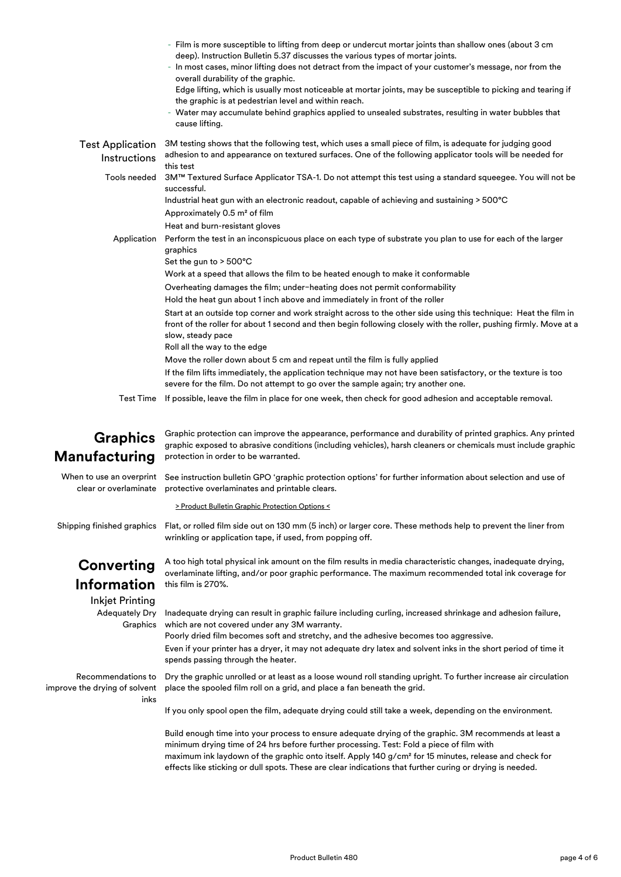- Film is more susceptible to lifting from deep or undercut mortar joints than shallow ones (about 3 cm deep). Instruction Bulletin 5.37 discusses the various types of mortar joints.
- In most cases, minor lifting does not detract from the impact of your customer's message, nor from the overall durability of the graphic.
  Edge lifting, which is usually most noticeable at mortar joints, may be susceptible to picking and tearing if the graphic is at pedestrian level and within reach.
- Water may accumulate behind graphics applied to unsealed substrates, resulting in water bubbles that cause lifting.

**Test Application Instructions**

3M testing shows that the following test, which uses a small piece of film, is adequate for judging good adhesion to and appearance on textured surfaces. One of the following applicator tools will be needed for this test

**Tools needed**

3M™ Textured Surface Applicator TSA-1. Do not attempt this test using a standard squeegee. You will not be successful.

Industrial heat gun with an electronic readout, capable of achieving and sustaining > 500°C

Approximately 0.5 m² of film

Heat and burn-resistant gloves

**Application**

Perform the test in an inconspicuous place on each type of substrate you plan to use for each of the larger graphics

Set the gun to > 500°C

Work at a speed that allows the film to be heated enough to make it conformable

Overheating damages the film; under–heating does not permit conformability

Hold the heat gun about 1 inch above and immediately in front of the roller

Start at an outside top corner and work straight across to the other side using this technique: Heat the film in front of the roller for about 1 second and then begin following closely with the roller, pushing firmly. Move at a slow, steady pace

Roll all the way to the edge

Move the roller down about 5 cm and repeat until the film is fully applied

If the film lifts immediately, the application technique may not have been satisfactory, or the texture is too severe for the film. Do not attempt to go over the sample again; try another one.

**Test Time**

If possible, leave the film in place for one week, then check for good adhesion and acceptable removal.

# Graphics Manufacturing

Graphic protection can improve the appearance, performance and durability of printed graphics. Any printed graphic exposed to abrasive conditions (including vehicles), harsh cleaners or chemicals must include graphic protection in order to be warranted.

**When to use an overprint clear or overlaminate**

See instruction bulletin GPO 'graphic protection options' for further information about selection and use of protective overlaminates and printable clears.

> Product Bulletin Graphic Protection Options <

**Shipping finished graphics**

Flat, or rolled film side out on 130 mm (5 inch) or larger core. These methods help to prevent the liner from wrinkling or application tape, if used, from popping off.

# Converting Information

## Inkjet Printing

A too high total physical ink amount on the film results in media characteristic changes, inadequate drying, overlaminate lifting, and/or poor graphic performance. The maximum recommended total ink coverage for this film is 270%.

**Adequately Dry Graphics**

Inadequate drying can result in graphic failure including curling, increased shrinkage and adhesion failure, which are not covered under any 3M warranty.

Poorly dried film becomes soft and stretchy, and the adhesive becomes too aggressive.

Even if your printer has a dryer, it may not adequate dry latex and solvent inks in the short period of time it spends passing through the heater.

**Recommendations to improve the drying of solvent inks**

Dry the graphic unrolled or at least as a loose wound roll standing upright. To further increase air circulation place the spooled film roll on a grid, and place a fan beneath the grid.

If you only spool open the film, adequate drying could still take a week, depending on the environment.

Build enough time into your process to ensure adequate drying of the graphic. 3M recommends at least a minimum drying time of 24 hrs before further processing. Test: Fold a piece of film with maximum ink laydown of the graphic onto itself. Apply 140 g/cm² for 15 minutes, release and check for effects like sticking or dull spots. These are clear indications that further curing or drying is needed.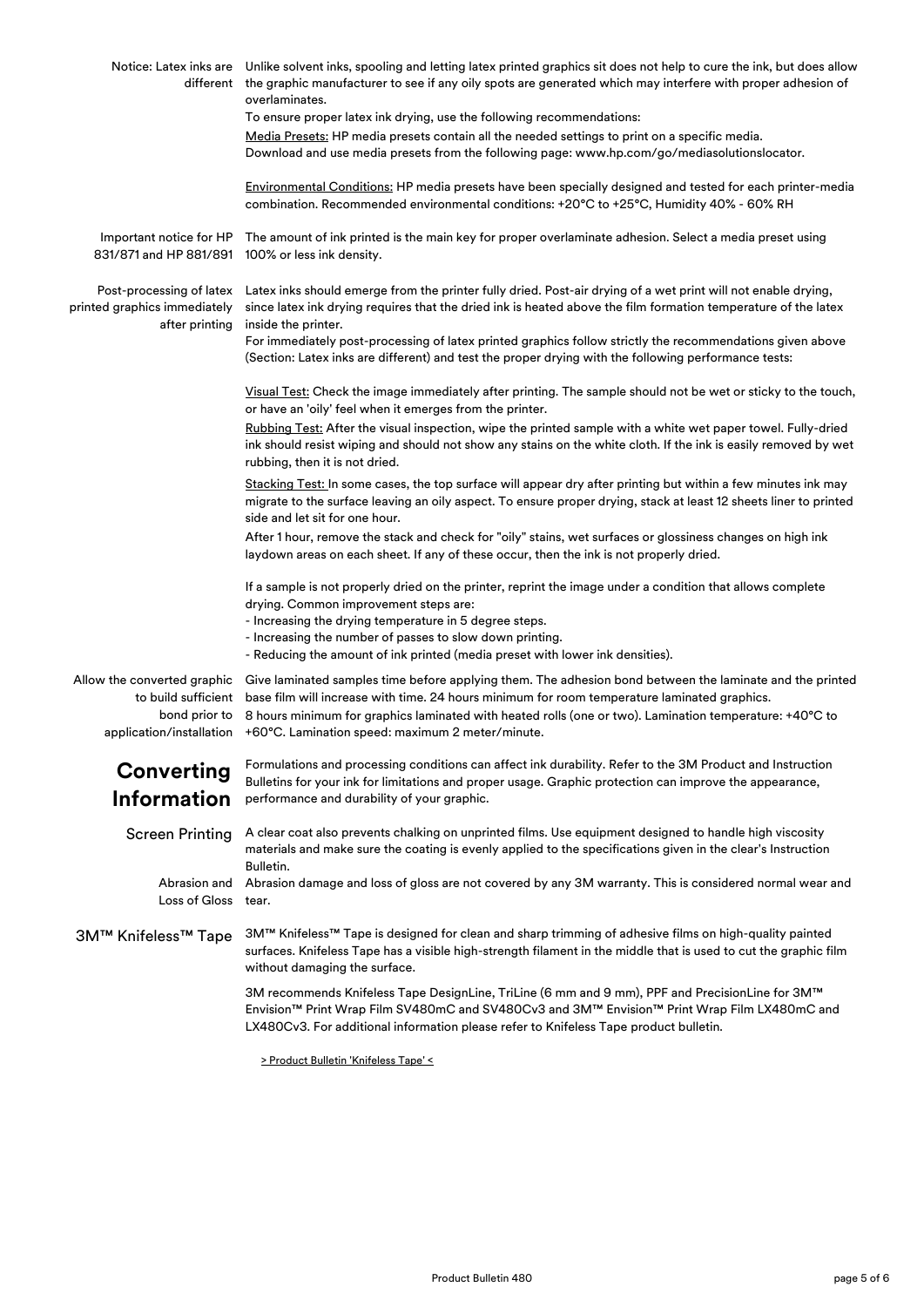**Notice: Latex inks are different**

Unlike solvent inks, spooling and letting latex printed graphics sit does not help to cure the ink, but does allow the graphic manufacturer to see if any oily spots are generated which may interfere with proper adhesion of overlaminates.

To ensure proper latex ink drying, use the following recommendations:

Media Presets: HP media presets contain all the needed settings to print on a specific media. Download and use media presets from the following page: www.hp.com/go/mediasolutionslocator.

Environmental Conditions: HP media presets have been specially designed and tested for each printer-media combination. Recommended environmental conditions: +20°C to +25°C, Humidity 40% - 60% RH

**Important notice for HP 831/871 and HP 881/891**

The amount of ink printed is the main key for proper overlaminate adhesion. Select a media preset using 100% or less ink density.

**Post-processing of latex printed graphics immediately after printing**

Latex inks should emerge from the printer fully dried. Post-air drying of a wet print will not enable drying, since latex ink drying requires that the dried ink is heated above the film formation temperature of the latex inside the printer.

For immediately post-processing of latex printed graphics follow strictly the recommendations given above (Section: Latex inks are different) and test the proper drying with the following performance tests:

Visual Test: Check the image immediately after printing. The sample should not be wet or sticky to the touch, or have an 'oily' feel when it emerges from the printer.

Rubbing Test: After the visual inspection, wipe the printed sample with a white wet paper towel. Fully-dried ink should resist wiping and should not show any stains on the white cloth. If the ink is easily removed by wet rubbing, then it is not dried.

Stacking Test: In some cases, the top surface will appear dry after printing but within a few minutes ink may migrate to the surface leaving an oily aspect. To ensure proper drying, stack at least 12 sheets liner to printed side and let sit for one hour.

After 1 hour, remove the stack and check for "oily" stains, wet surfaces or glossiness changes on high ink laydown areas on each sheet. If any of these occur, then the ink is not properly dried.

If a sample is not properly dried on the printer, reprint the image under a condition that allows complete drying. Common improvement steps are:

- Increasing the drying temperature in 5 degree steps.
- Increasing the number of passes to slow down printing.
- Reducing the amount of ink printed (media preset with lower ink densities).

**Allow the converted graphic to build sufficient bond prior to application/installation**

Give laminated samples time before applying them. The adhesion bond between the laminate and the printed base film will increase with time. 24 hours minimum for room temperature laminated graphics. 8 hours minimum for graphics laminated with heated rolls (one or two). Lamination temperature: +40°C to +60°C. Lamination speed: maximum 2 meter/minute.

## Converting Information

Formulations and processing conditions can affect ink durability. Refer to the 3M Product and Instruction Bulletins for your ink for limitations and proper usage. Graphic protection can improve the appearance, performance and durability of your graphic.

**Screen Printing**

A clear coat also prevents chalking on unprinted films. Use equipment designed to handle high viscosity materials and make sure the coating is evenly applied to the specifications given in the clear's Instruction Bulletin.

**Abrasion and Loss of Gloss**

Abrasion damage and loss of gloss are not covered by any 3M warranty. This is considered normal wear and tear.

**3M™ Knifeless™ Tape**

3M™ Knifeless™ Tape is designed for clean and sharp trimming of adhesive films on high-quality painted surfaces. Knifeless Tape has a visible high-strength filament in the middle that is used to cut the graphic film without damaging the surface.

3M recommends Knifeless Tape DesignLine, TriLine (6 mm and 9 mm), PPF and PrecisionLine for 3M™ Envision™ Print Wrap Film SV480mC and SV480Cv3 and 3M™ Envision™ Print Wrap Film LX480mC and LX480Cv3. For additional information please refer to Knifeless Tape product bulletin.

> Product Bulletin 'Knifeless Tape' <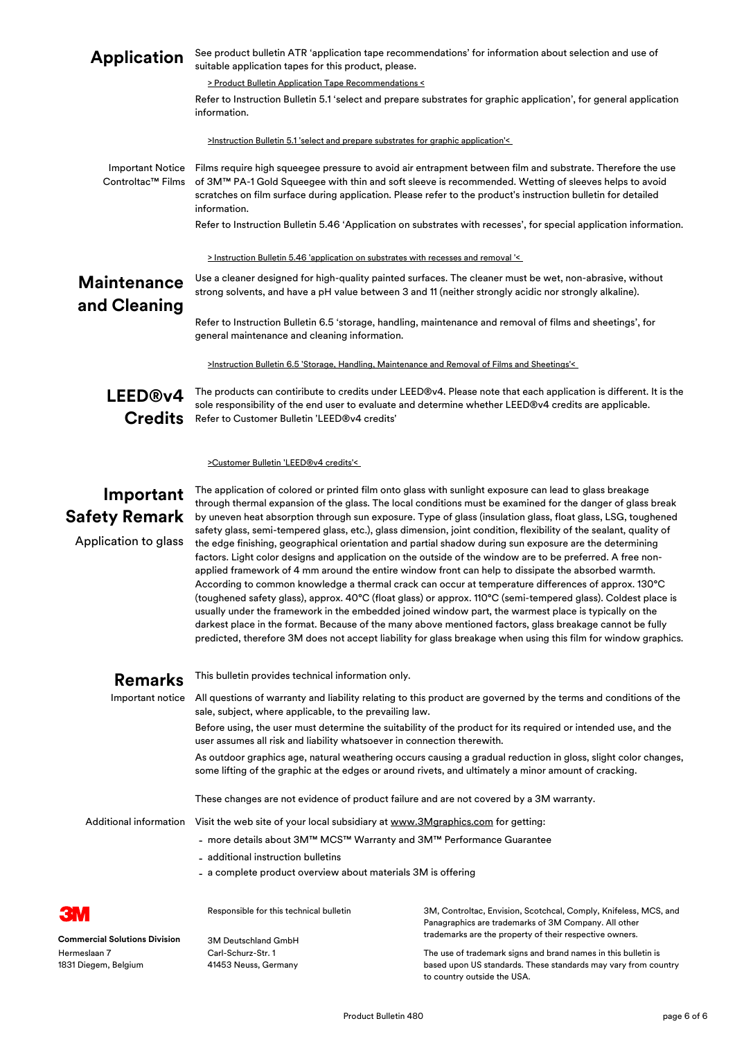## Application

See product bulletin ATR 'application tape recommendations' for information about selection and use of suitable application tapes for this product, please.

> Product Bulletin Application Tape Recommendations <

Refer to Instruction Bulletin 5.1 'select and prepare substrates for graphic application', for general application information.

>Instruction Bulletin 5.1 'select and prepare substrates for graphic application'<

**Important Notice Controltac™ Films**

Films require high squeegee pressure to avoid air entrapment between film and substrate. Therefore the use of 3M™ PA-1 Gold Squeegee with thin and soft sleeve is recommended. Wetting of sleeves helps to avoid scratches on film surface during application. Please refer to the product's instruction bulletin for detailed information.

Refer to Instruction Bulletin 5.46 'Application on substrates with recesses', for special application information.

> Instruction Bulletin 5.46 'application on substrates with recesses and removal '<

## Maintenance and Cleaning

Use a cleaner designed for high-quality painted surfaces. The cleaner must be wet, non-abrasive, without strong solvents, and have a pH value between 3 and 11 (neither strongly acidic nor strongly alkaline).

Refer to Instruction Bulletin 6.5 'storage, handling, maintenance and removal of films and sheetings', for general maintenance and cleaning information.

>Instruction Bulletin 6.5 'Storage, Handling, Maintenance and Removal of Films and Sheetings'<

## LEED®v4 Credits

The products can contribute to credits under LEED®v4. Please note that each application is different. It is the sole responsibility of the end user to evaluate and determine whether LEED®v4 credits are applicable. Refer to Customer Bulletin 'LEED®v4 credits'

>Customer Bulletin 'LEED®v4 credits'<

## Important Safety Remark

**Application to glass**

The application of colored or printed film onto glass with sunlight exposure can lead to glass breakage through thermal expansion of the glass. The local conditions must be examined for the danger of glass break by uneven heat absorption through sun exposure. Type of glass (insulation glass, float glass, LSG, toughened safety glass, semi-tempered glass, etc.), glass dimension, joint condition, flexibility of the sealant, quality of the edge finishing, geographical orientation and partial shadow during sun exposure are the determining factors. Light color designs and application on the outside of the window are to be preferred. A free non-applied framework of 4 mm around the entire window front can help to dissipate the absorbed warmth. According to common knowledge a thermal crack can occur at temperature differences of approx. 130°C (toughened safety glass), approx. 40°C (float glass) or approx. 110°C (semi-tempered glass). Coldest place is usually under the framework in the embedded joined window part, the warmest place is typically on the darkest place in the format. Because of the many above mentioned factors, glass breakage cannot be fully predicted, therefore 3M does not accept liability for glass breakage when using this film for window graphics.

## Remarks

This bulletin provides technical information only.

**Important notice**

All questions of warranty and liability relating to this product are governed by the terms and conditions of the sale, subject, where applicable, to the prevailing law.

Before using, the user must determine the suitability of the product for its required or intended use, and the user assumes all risk and liability whatsoever in connection therewith.

As outdoor graphics age, natural weathering occurs causing a gradual reduction in gloss, slight color changes, some lifting of the graphic at the edges or around rivets, and ultimately a minor amount of cracking.

These changes are not evidence of product failure and are not covered by a 3M warranty.

**Additional information**

Visit the web site of your local subsidiary at www.3Mgraphics.com for getting:

- more details about 3M™ MCS™ Warranty and 3M™ Performance Guarantee
- additional instruction bulletins
- a complete product overview about materials 3M is offering

3M
**Commercial Solutions Division**
Hermeslaan 7
1831 Diegem, Belgium

Responsible for this technical bulletin

3M Deutschland GmbH
Carl-Schurz-Str. 1
41453 Neuss, Germany

3M, Controltac, Envision, Scotchcal, Comply, Knifeless, MCS, and Panagraphics are trademarks of 3M Company. All other trademarks are the property of their respective owners.

The use of trademark signs and brand names in this bulletin is based upon US standards. These standards may vary from country to country outside the USA.